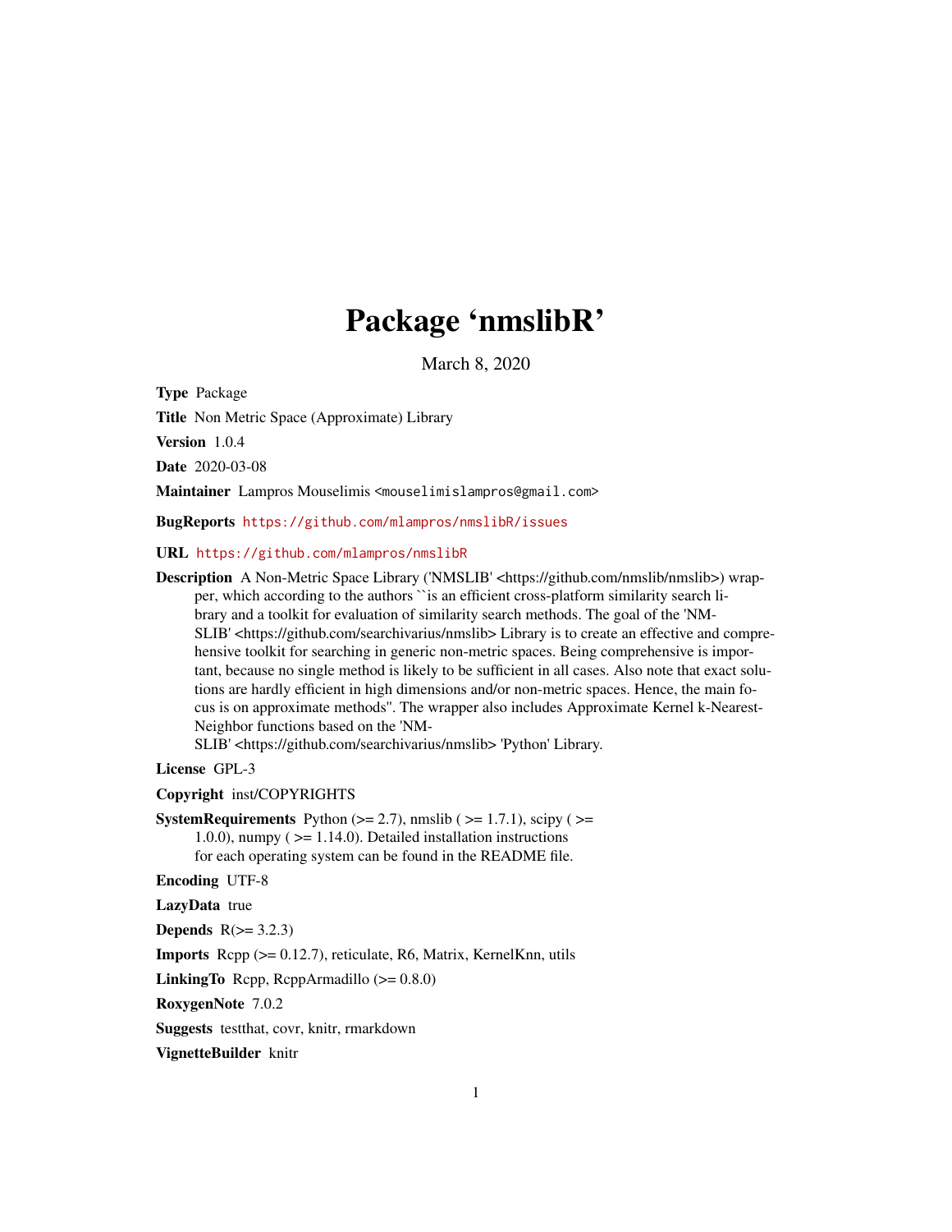# Package 'nmslibR'

March 8, 2020

**Type** Package

**Title** Non Metric Space (Approximate) Library

**Version** 1.0.4

**Date** 2020-03-08

**Maintainer** Lampros Mouselimis <mouselimislampros@gmail.com>

**BugReports** https://github.com/mlampros/nmslibR/issues

**URL** https://github.com/mlampros/nmslibR

**Description** A Non-Metric Space Library ('NMSLIB' <https://github.com/nmslib/nmslib>) wrapper, which according to the authors ``is an efficient cross-platform similarity search library and a toolkit for evaluation of similarity search methods. The goal of the 'NMSLIB' <https://github.com/searchivarius/nmslib> Library is to create an effective and comprehensive toolkit for searching in generic non-metric spaces. Being comprehensive is important, because no single method is likely to be sufficient in all cases. Also note that exact solutions are hardly efficient in high dimensions and/or non-metric spaces. Hence, the main focus is on approximate methods''. The wrapper also includes Approximate Kernel k-Nearest-Neighbor functions based on the 'NMSLIB' <https://github.com/searchivarius/nmslib> 'Python' Library.

**License** GPL-3

**Copyright** inst/COPYRIGHTS

**SystemRequirements** Python (>= 2.7), nmslib ( >= 1.7.1), scipy ( >= 1.0.0), numpy ( >= 1.14.0). Detailed installation instructions for each operating system can be found in the README file.

**Encoding** UTF-8

**LazyData** true

**Depends** R(>= 3.2.3)

**Imports** Rcpp (>= 0.12.7), reticulate, R6, Matrix, KernelKnn, utils

**LinkingTo** Rcpp, RcppArmadillo (>= 0.8.0)

**RoxygenNote** 7.0.2

**Suggests** testthat, covr, knitr, rmarkdown

**VignetteBuilder** knitr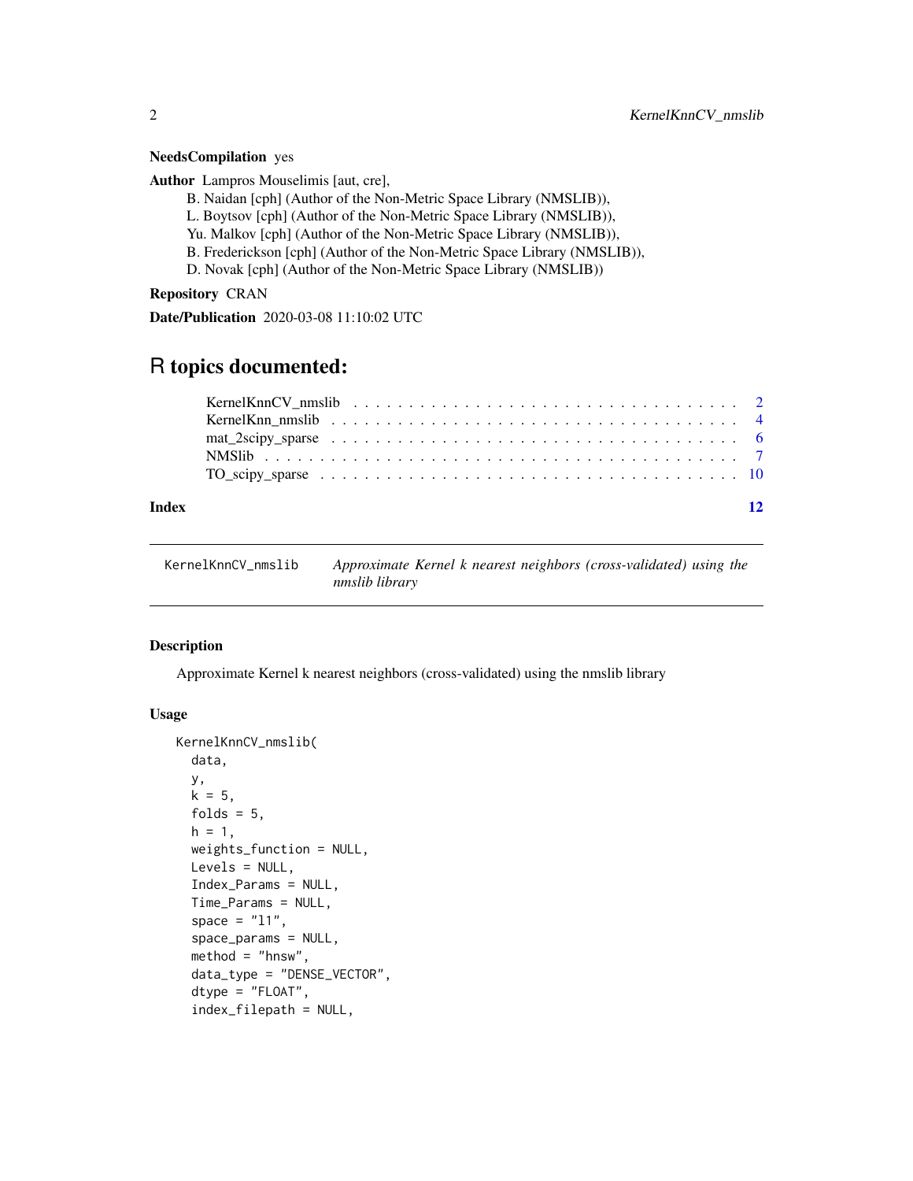**NeedsCompilation** yes

**Author** Lampros Mouselimis [aut, cre],
B. Naidan [cph] (Author of the Non-Metric Space Library (NMSLIB)),
L. Boytsov [cph] (Author of the Non-Metric Space Library (NMSLIB)),
Yu. Malkov [cph] (Author of the Non-Metric Space Library (NMSLIB)),
B. Frederickson [cph] (Author of the Non-Metric Space Library (NMSLIB)),
D. Novak [cph] (Author of the Non-Metric Space Library (NMSLIB))

**Repository** CRAN

**Date/Publication** 2020-03-08 11:10:02 UTC

# R topics documented:

- KernelKnnCV_nmslib . . . . . . . . . . . . . . . . . . . . . . . . . . . . . . . . . . 2
- KernelKnn_nmslib . . . . . . . . . . . . . . . . . . . . . . . . . . . . . . . . . . . 4
- mat_2scipy_sparse . . . . . . . . . . . . . . . . . . . . . . . . . . . . . . . . . . . 6
- NMSlib . . . . . . . . . . . . . . . . . . . . . . . . . . . . . . . . . . . . . . . . 7
- TO_scipy_sparse . . . . . . . . . . . . . . . . . . . . . . . . . . . . . . . . . . . 10

**Index** 12

---

## KernelKnnCV_nmslib — *Approximate Kernel k nearest neighbors (cross-validated) using the nmslib library*

### Description

Approximate Kernel k nearest neighbors (cross-validated) using the nmslib library

### Usage

```
KernelKnnCV_nmslib(
  data,
  y,
  k = 5,
  folds = 5,
  h = 1,
  weights_function = NULL,
  Levels = NULL,
  Index_Params = NULL,
  Time_Params = NULL,
  space = "l1",
  space_params = NULL,
  method = "hnsw",
  data_type = "DENSE_VECTOR",
  dtype = "FLOAT",
  index_filepath = NULL,
```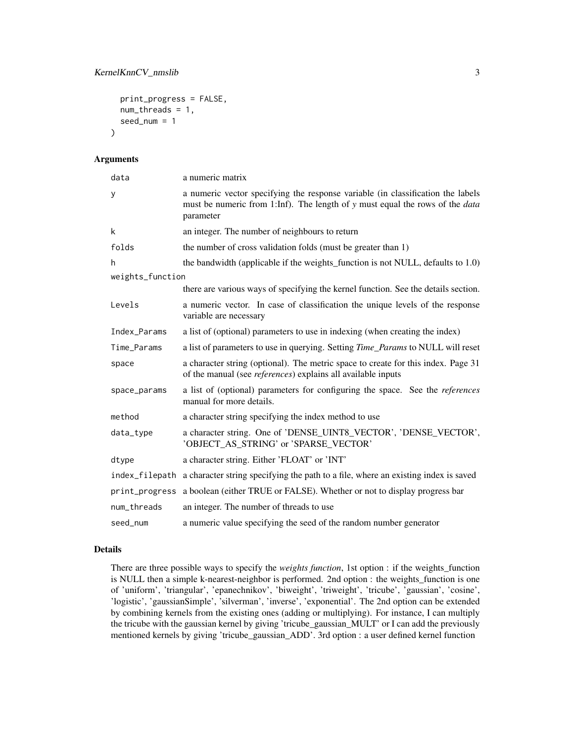```
  print_progress = FALSE,
  num_threads = 1,
  seed_num = 1
)
```

## Arguments

| | |
|---|---|
| data | a numeric matrix |
| y | a numeric vector specifying the response variable (in classification the labels must be numeric from 1:Inf). The length of *y* must equal the rows of the *data* parameter |
| k | an integer. The number of neighbours to return |
| folds | the number of cross validation folds (must be greater than 1) |
| h | the bandwidth (applicable if the weights_function is not NULL, defaults to 1.0) |
| weights_function | there are various ways of specifying the kernel function. See the details section. |
| Levels | a numeric vector. In case of classification the unique levels of the response variable are necessary |
| Index_Params | a list of (optional) parameters to use in indexing (when creating the index) |
| Time_Params | a list of parameters to use in querying. Setting *Time_Params* to NULL will reset |
| space | a character string (optional). The metric space to create for this index. Page 31 of the manual (see *references*) explains all available inputs |
| space_params | a list of (optional) parameters for configuring the space. See the *references* manual for more details. |
| method | a character string specifying the index method to use |
| data_type | a character string. One of 'DENSE_UINT8_VECTOR', 'DENSE_VECTOR', 'OBJECT_AS_STRING' or 'SPARSE_VECTOR' |
| dtype | a character string. Either 'FLOAT' or 'INT' |
| index_filepath | a character string specifying the path to a file, where an existing index is saved |
| print_progress | a boolean (either TRUE or FALSE). Whether or not to display progress bar |
| num_threads | an integer. The number of threads to use |
| seed_num | a numeric value specifying the seed of the random number generator |

## Details

There are three possible ways to specify the *weights function*, 1st option : if the weights_function is NULL then a simple k-nearest-neighbor is performed. 2nd option : the weights_function is one of 'uniform', 'triangular', 'epanechnikov', 'biweight', 'triweight', 'tricube', 'gaussian', 'cosine', 'logistic', 'gaussianSimple', 'silverman', 'inverse', 'exponential'. The 2nd option can be extended by combining kernels from the existing ones (adding or multiplying). For instance, I can multiply the tricube with the gaussian kernel by giving 'tricube_gaussian_MULT' or I can add the previously mentioned kernels by giving 'tricube_gaussian_ADD'. 3rd option : a user defined kernel function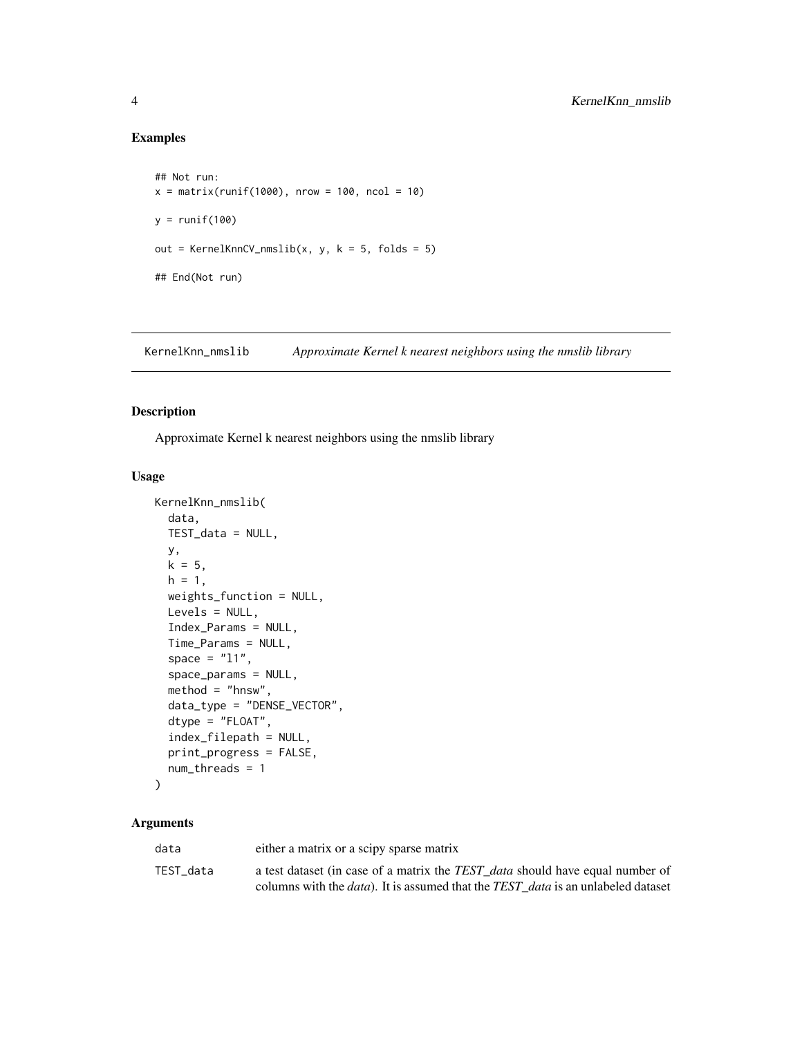## Examples

```
## Not run:
x = matrix(runif(1000), nrow = 100, ncol = 10)

y = runif(100)

out = KernelKnnCV_nmslib(x, y, k = 5, folds = 5)

## End(Not run)
```

---

## KernelKnn_nmslib *Approximate Kernel k nearest neighbors using the nmslib library*

---

### Description

Approximate Kernel k nearest neighbors using the nmslib library

### Usage

```
KernelKnn_nmslib(
  data,
  TEST_data = NULL,
  y,
  k = 5,
  h = 1,
  weights_function = NULL,
  Levels = NULL,
  Index_Params = NULL,
  Time_Params = NULL,
  space = "l1",
  space_params = NULL,
  method = "hnsw",
  data_type = "DENSE_VECTOR",
  dtype = "FLOAT",
  index_filepath = NULL,
  print_progress = FALSE,
  num_threads = 1
)
```

### Arguments

| | |
|---|---|
| data | either a matrix or a scipy sparse matrix |
| TEST_data | a test dataset (in case of a matrix the *TEST_data* should have equal number of columns with the *data*). It is assumed that the *TEST_data* is an unlabeled dataset |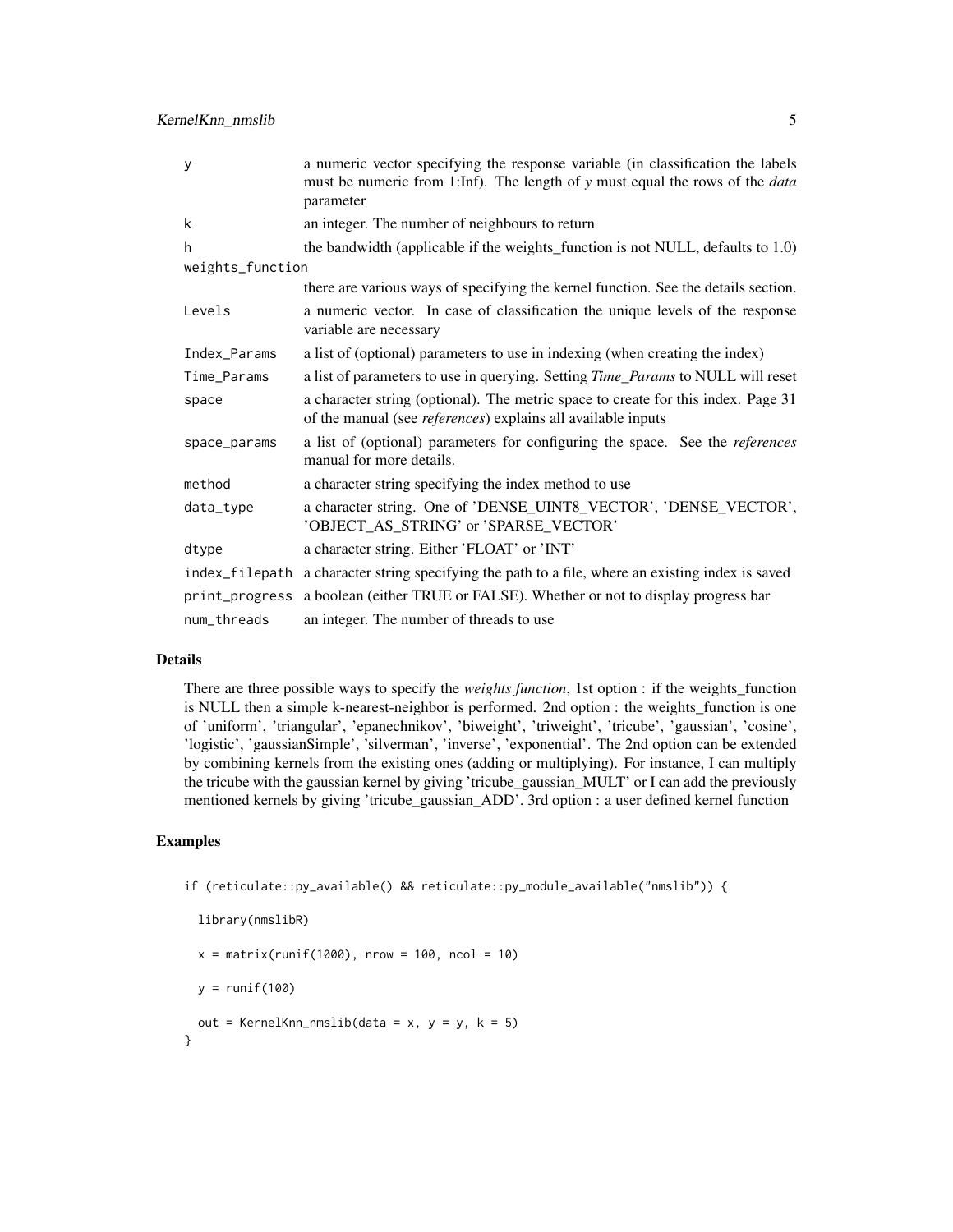| | |
|---|---|
| y | a numeric vector specifying the response variable (in classification the labels must be numeric from 1:Inf). The length of *y* must equal the rows of the *data* parameter |
| k | an integer. The number of neighbours to return |
| h | the bandwidth (applicable if the weights_function is not NULL, defaults to 1.0) |
| weights_function | there are various ways of specifying the kernel function. See the details section. |
| Levels | a numeric vector. In case of classification the unique levels of the response variable are necessary |
| Index_Params | a list of (optional) parameters to use in indexing (when creating the index) |
| Time_Params | a list of parameters to use in querying. Setting *Time_Params* to NULL will reset |
| space | a character string (optional). The metric space to create for this index. Page 31 of the manual (see *references*) explains all available inputs |
| space_params | a list of (optional) parameters for configuring the space. See the *references* manual for more details. |
| method | a character string specifying the index method to use |
| data_type | a character string. One of 'DENSE_UINT8_VECTOR', 'DENSE_VECTOR', 'OBJECT_AS_STRING' or 'SPARSE_VECTOR' |
| dtype | a character string. Either 'FLOAT' or 'INT' |
| index_filepath | a character string specifying the path to a file, where an existing index is saved |
| print_progress | a boolean (either TRUE or FALSE). Whether or not to display progress bar |
| num_threads | an integer. The number of threads to use |

## Details

There are three possible ways to specify the *weights function*, 1st option : if the weights_function is NULL then a simple k-nearest-neighbor is performed. 2nd option : the weights_function is one of 'uniform', 'triangular', 'epanechnikov', 'biweight', 'triweight', 'tricube', 'gaussian', 'cosine', 'logistic', 'gaussianSimple', 'silverman', 'inverse', 'exponential'. The 2nd option can be extended by combining kernels from the existing ones (adding or multiplying). For instance, I can multiply the tricube with the gaussian kernel by giving 'tricube_gaussian_MULT' or I can add the previously mentioned kernels by giving 'tricube_gaussian_ADD'. 3rd option : a user defined kernel function

## Examples

```
if (reticulate::py_available() && reticulate::py_module_available("nmslib")) {

  library(nmslibR)

  x = matrix(runif(1000), nrow = 100, ncol = 10)

  y = runif(100)

  out = KernelKnn_nmslib(data = x, y = y, k = 5)
}
```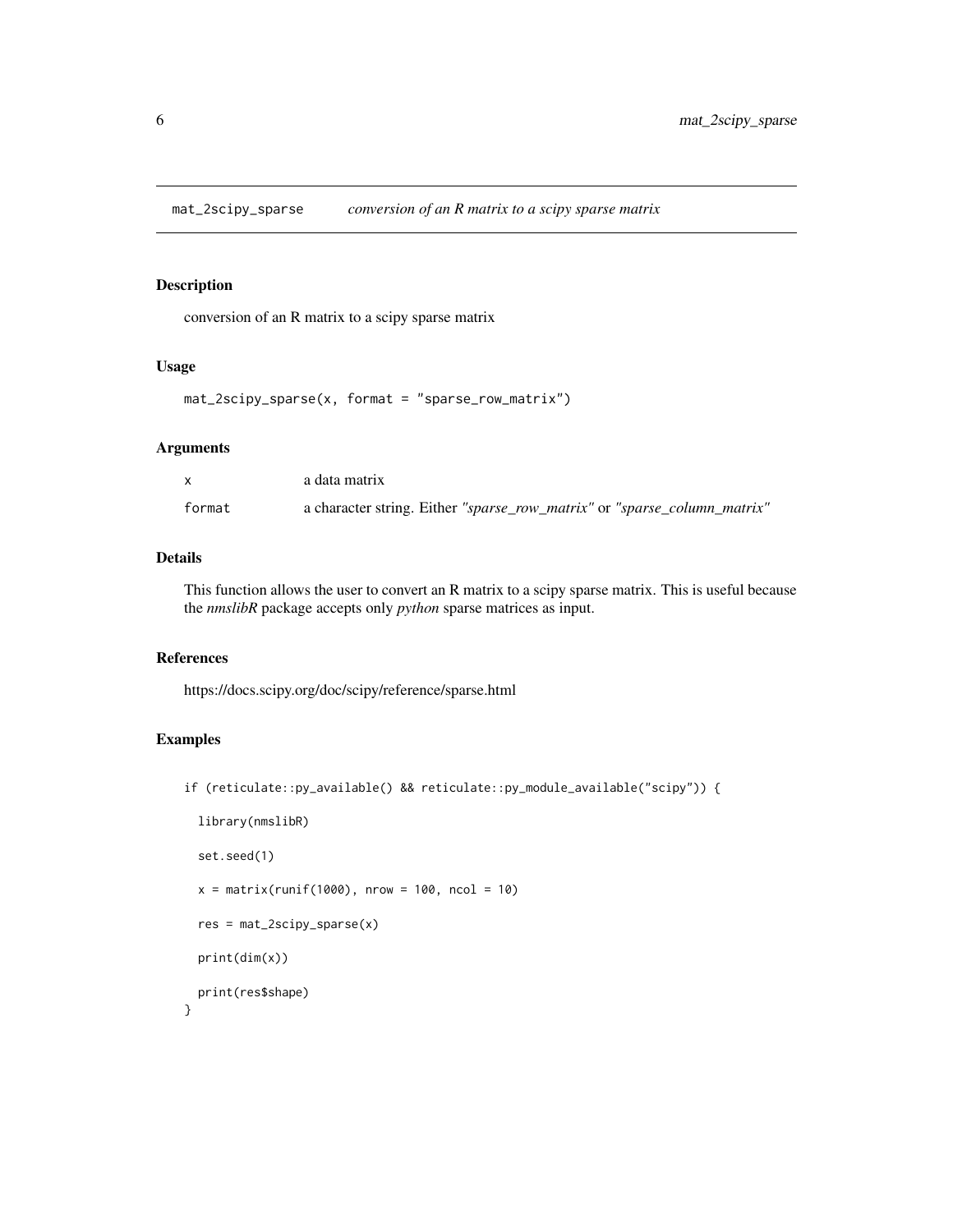## mat_2scipy_sparse — *conversion of an R matrix to a scipy sparse matrix*

### Description

conversion of an R matrix to a scipy sparse matrix

### Usage

```
mat_2scipy_sparse(x, format = "sparse_row_matrix")
```

### Arguments

| | |
|---|---|
| x | a data matrix |
| format | a character string. Either *"sparse_row_matrix"* or *"sparse_column_matrix"* |

### Details

This function allows the user to convert an R matrix to a scipy sparse matrix. This is useful because the *nmslibR* package accepts only *python* sparse matrices as input.

### References

https://docs.scipy.org/doc/scipy/reference/sparse.html

### Examples

```
if (reticulate::py_available() && reticulate::py_module_available("scipy")) {

  library(nmslibR)

  set.seed(1)

  x = matrix(runif(1000), nrow = 100, ncol = 10)

  res = mat_2scipy_sparse(x)

  print(dim(x))

  print(res$shape)
}
```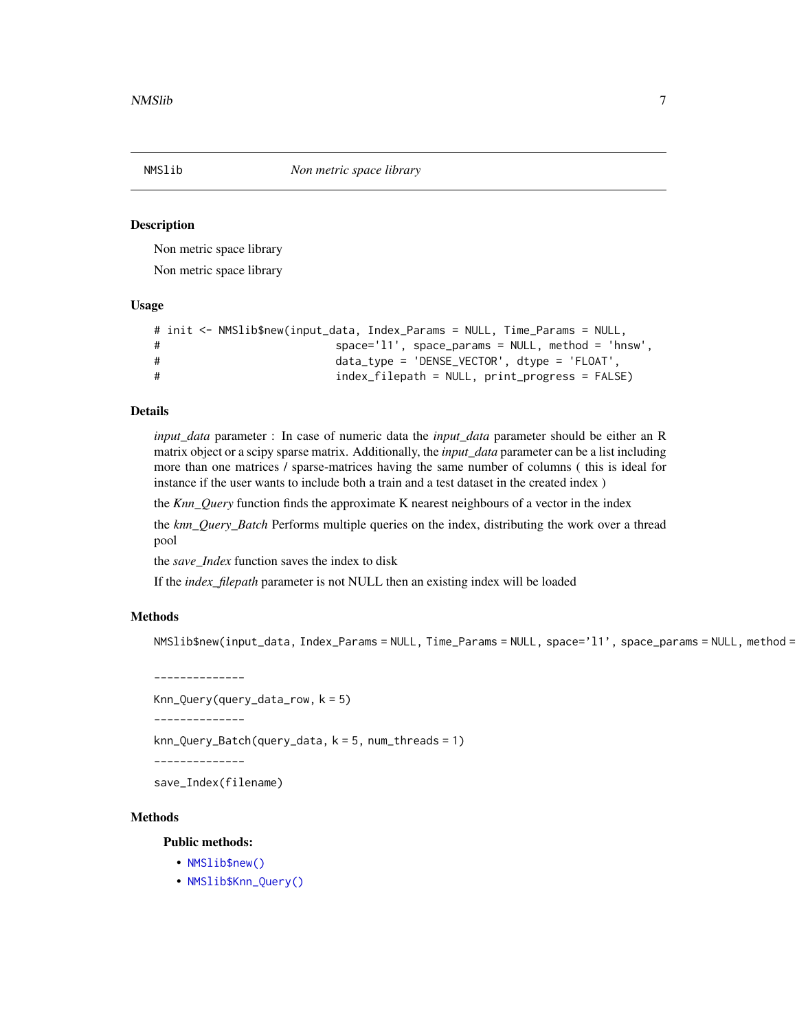NMSlib *Non metric space library*

## Description

Non metric space library

Non metric space library

## Usage

```
# init <- NMSlib$new(input_data, Index_Params = NULL, Time_Params = NULL,
#                           space='l1', space_params = NULL, method = 'hnsw',
#                           data_type = 'DENSE_VECTOR', dtype = 'FLOAT',
#                           index_filepath = NULL, print_progress = FALSE)
```

## Details

*input_data* parameter : In case of numeric data the *input_data* parameter should be either an R matrix object or a scipy sparse matrix. Additionally, the *input_data* parameter can be a list including more than one matrices / sparse-matrices having the same number of columns ( this is ideal for instance if the user wants to include both a train and a test dataset in the created index )

the *Knn_Query* function finds the approximate K nearest neighbours of a vector in the index

the *knn_Query_Batch* Performs multiple queries on the index, distributing the work over a thread pool

the *save_Index* function saves the index to disk

If the *index_filepath* parameter is not NULL then an existing index will be loaded

## Methods

```
NMSlib$new(input_data, Index_Params = NULL, Time_Params = NULL, space='l1', space_params = NULL, method =
```

--------------

```
Knn_Query(query_data_row, k = 5)
```

--------------

```
knn_Query_Batch(query_data, k = 5, num_threads = 1)
```

--------------

```
save_Index(filename)
```

## Methods

### Public methods:

- `NMSlib$new()`
- `NMSlib$Knn_Query()`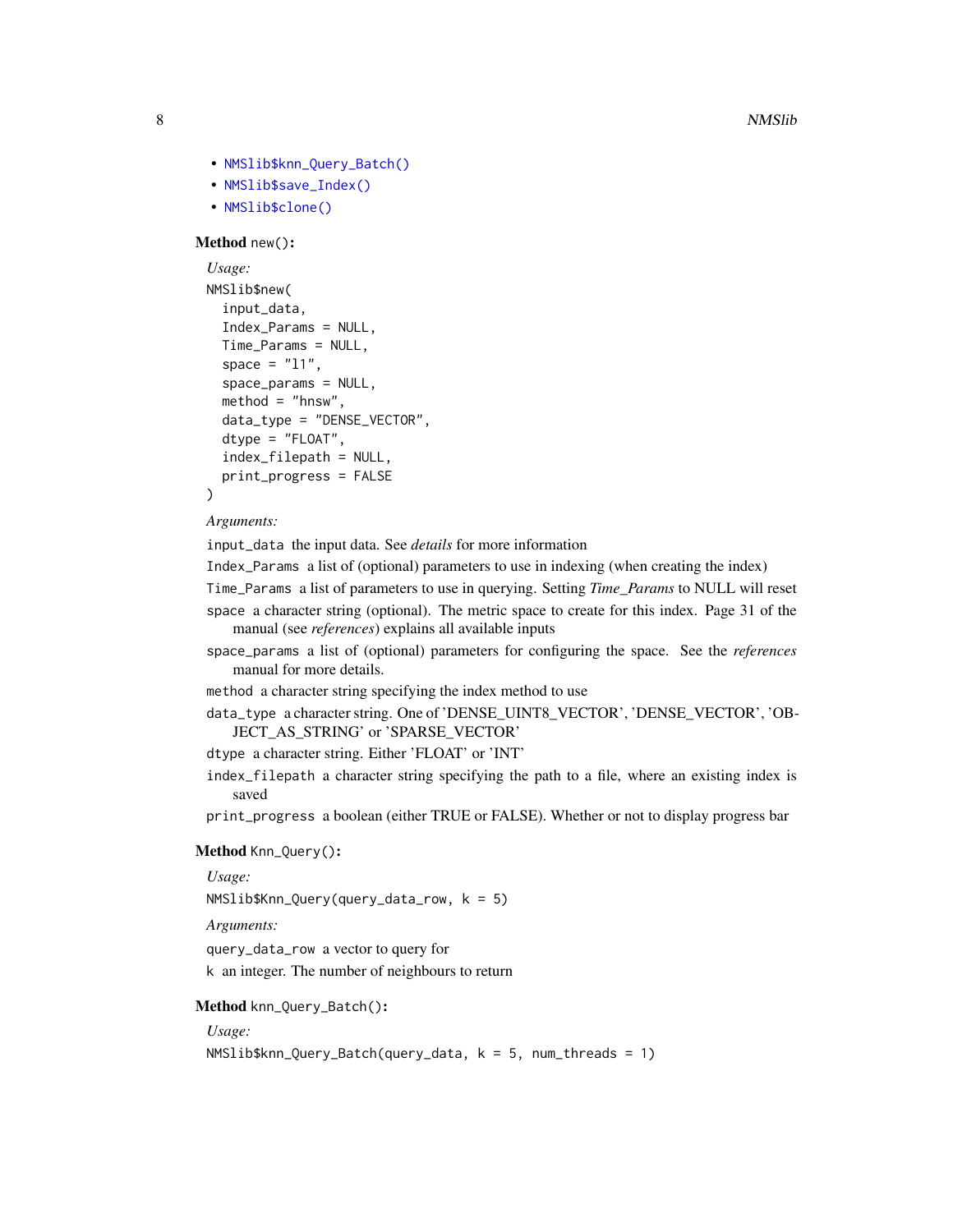- `NMSlib$knn_Query_Batch()`
- `NMSlib$save_Index()`
- `NMSlib$clone()`

**Method** `new()`:

*Usage:*

```
NMSlib$new(
  input_data,
  Index_Params = NULL,
  Time_Params = NULL,
  space = "l1",
  space_params = NULL,
  method = "hnsw",
  data_type = "DENSE_VECTOR",
  dtype = "FLOAT",
  index_filepath = NULL,
  print_progress = FALSE
)
```

*Arguments:*

`input_data` the input data. See *details* for more information

`Index_Params` a list of (optional) parameters to use in indexing (when creating the index)

`Time_Params` a list of parameters to use in querying. Setting *Time_Params* to NULL will reset

`space` a character string (optional). The metric space to create for this index. Page 31 of the manual (see *references*) explains all available inputs

`space_params` a list of (optional) parameters for configuring the space. See the *references* manual for more details.

`method` a character string specifying the index method to use

`data_type` a character string. One of 'DENSE_UINT8_VECTOR', 'DENSE_VECTOR', 'OBJECT_AS_STRING' or 'SPARSE_VECTOR'

`dtype` a character string. Either 'FLOAT' or 'INT'

`index_filepath` a character string specifying the path to a file, where an existing index is saved

`print_progress` a boolean (either TRUE or FALSE). Whether or not to display progress bar

**Method** `Knn_Query()`:

*Usage:*

```
NMSlib$Knn_Query(query_data_row, k = 5)
```

*Arguments:*

`query_data_row` a vector to query for

`k` an integer. The number of neighbours to return

**Method** `knn_Query_Batch()`:

*Usage:*

```
NMSlib$knn_Query_Batch(query_data, k = 5, num_threads = 1)
```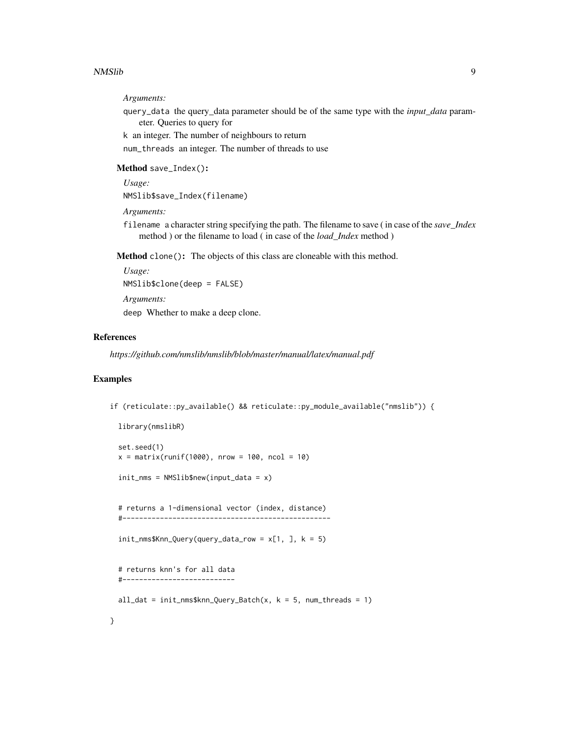*Arguments:*

`query_data` the query_data parameter should be of the same type with the *input_data* parameter. Queries to query for

`k` an integer. The number of neighbours to return

`num_threads` an integer. The number of threads to use

**Method** `save_Index()`**:**

*Usage:*

```
NMSlib$save_Index(filename)
```

*Arguments:*

`filename` a character string specifying the path. The filename to save ( in case of the *save_Index* method ) or the filename to load ( in case of the *load_Index* method )

**Method** `clone()`**:** The objects of this class are cloneable with this method.

*Usage:*

```
NMSlib$clone(deep = FALSE)
```

*Arguments:*

`deep` Whether to make a deep clone.

## References

*https://github.com/nmslib/nmslib/blob/master/manual/latex/manual.pdf*

## Examples

```
if (reticulate::py_available() && reticulate::py_module_available("nmslib")) {

  library(nmslibR)

  set.seed(1)
  x = matrix(runif(1000), nrow = 100, ncol = 10)

  init_nms = NMSlib$new(input_data = x)


  # returns a 1-dimensional vector (index, distance)
  #--------------------------------------------------

  init_nms$Knn_Query(query_data_row = x[1, ], k = 5)


  # returns knn's for all data
  #---------------------------

  all_dat = init_nms$knn_Query_Batch(x, k = 5, num_threads = 1)

}
```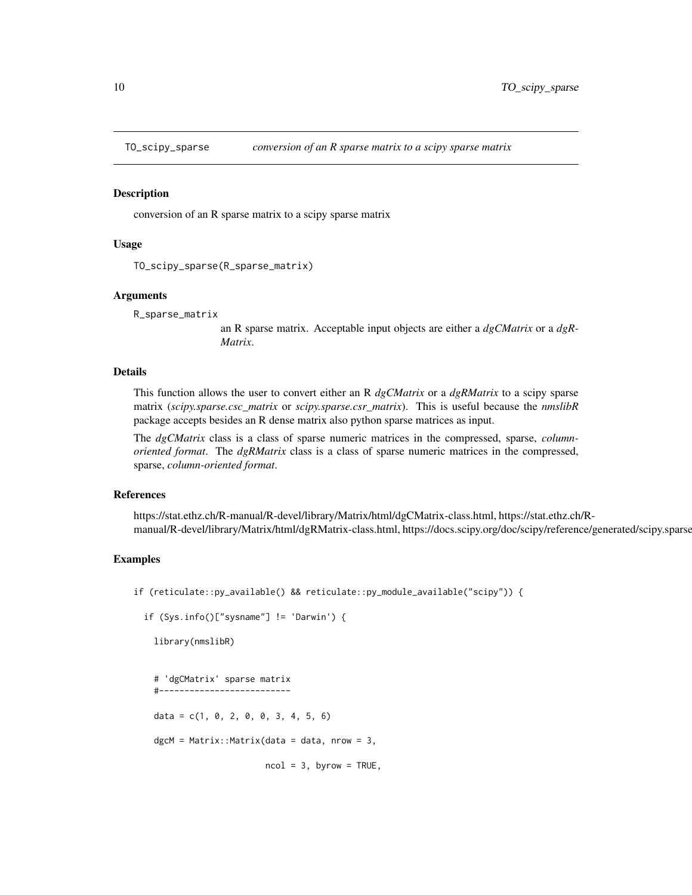## TO_scipy_sparse *conversion of an R sparse matrix to a scipy sparse matrix*

### Description

conversion of an R sparse matrix to a scipy sparse matrix

### Usage

```
TO_scipy_sparse(R_sparse_matrix)
```

### Arguments

`R_sparse_matrix`
: an R sparse matrix. Acceptable input objects are either a *dgCMatrix* or a *dgRMatrix*.

### Details

This function allows the user to convert either an R *dgCMatrix* or a *dgRMatrix* to a scipy sparse matrix (*scipy.sparse.csc_matrix* or *scipy.sparse.csr_matrix*). This is useful because the *nmslibR* package accepts besides an R dense matrix also python sparse matrices as input.

The *dgCMatrix* class is a class of sparse numeric matrices in the compressed, sparse, *column-oriented format*. The *dgRMatrix* class is a class of sparse numeric matrices in the compressed, sparse, *column-oriented format*.

### References

https://stat.ethz.ch/R-manual/R-devel/library/Matrix/html/dgCMatrix-class.html, https://stat.ethz.ch/R-manual/R-devel/library/Matrix/html/dgRMatrix-class.html, https://docs.scipy.org/doc/scipy/reference/generated/scipy.sparse

### Examples

```
if (reticulate::py_available() && reticulate::py_module_available("scipy")) {

  if (Sys.info()["sysname"] != 'Darwin') {

    library(nmslibR)


    # 'dgCMatrix' sparse matrix
    #--------------------------

    data = c(1, 0, 2, 0, 0, 3, 4, 5, 6)

    dgcM = Matrix::Matrix(data = data, nrow = 3,

                          ncol = 3, byrow = TRUE,
```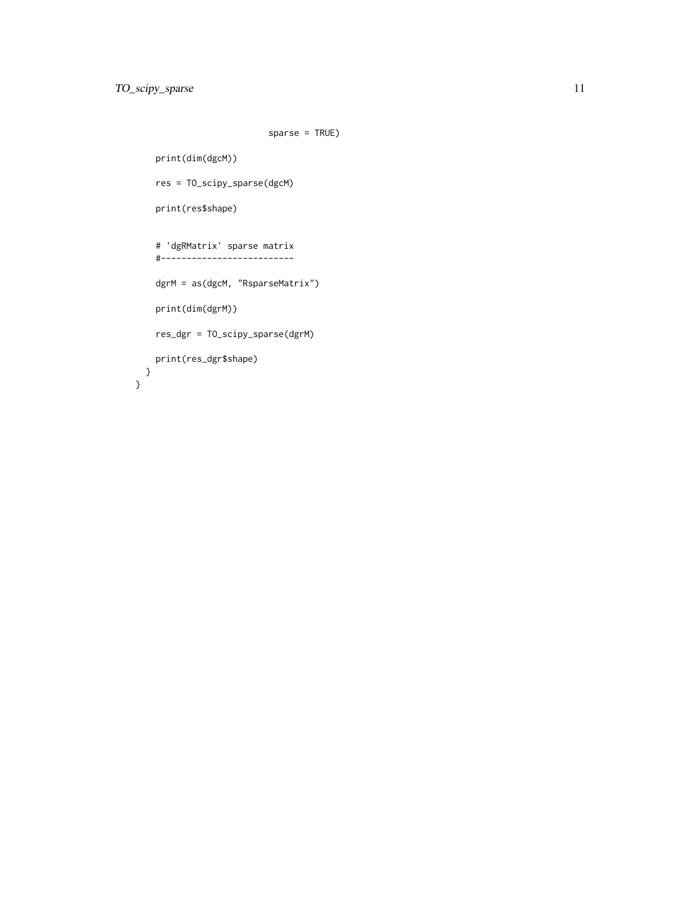```
                          sparse = TRUE)

    print(dim(dgcM))

    res = TO_scipy_sparse(dgcM)

    print(res$shape)


    # 'dgRMatrix' sparse matrix
    #--------------------------

    dgrM = as(dgcM, "RsparseMatrix")

    print(dim(dgrM))

    res_dgr = TO_scipy_sparse(dgrM)

    print(res_dgr$shape)
  }
}
```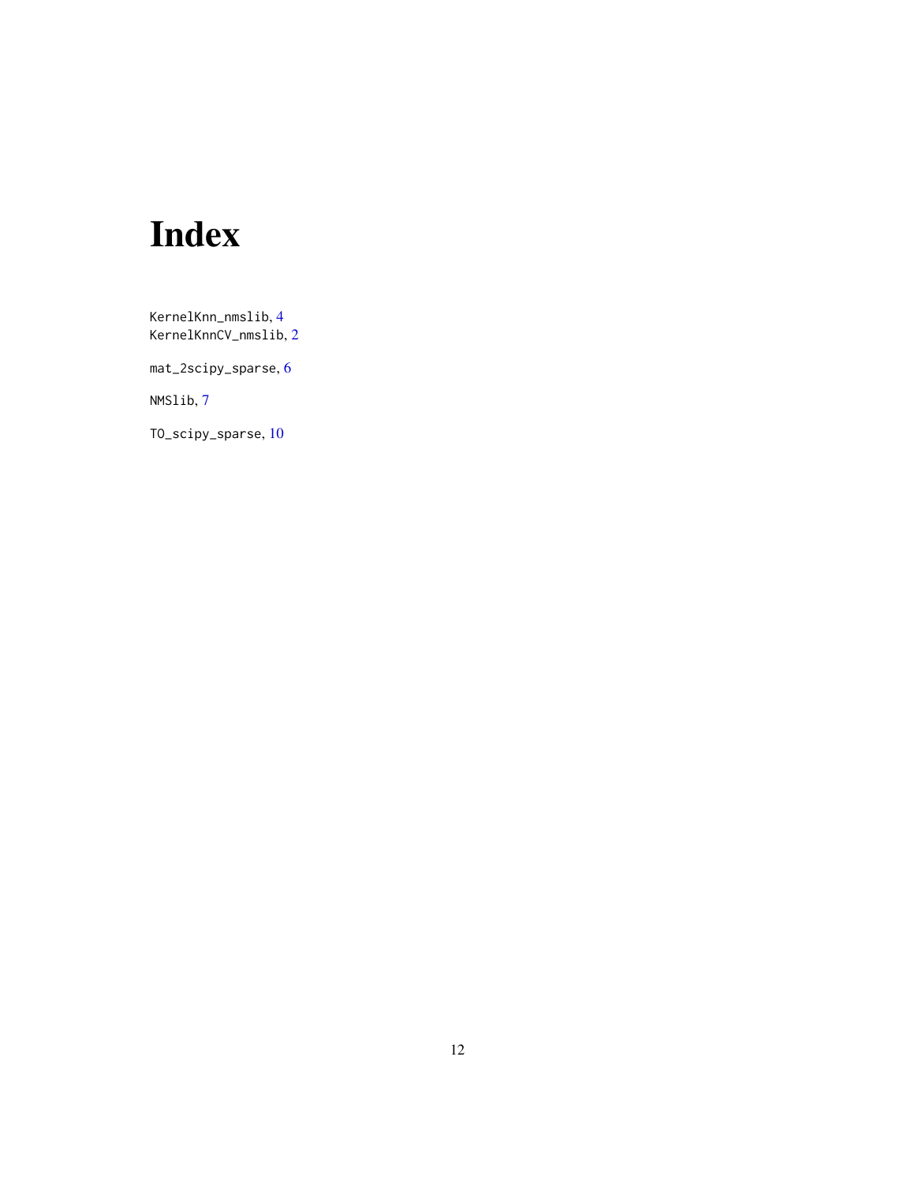# Index

KernelKnn_nmslib, 4
KernelKnnCV_nmslib, 2

mat_2scipy_sparse, 6

NMSlib, 7

TO_scipy_sparse, 10